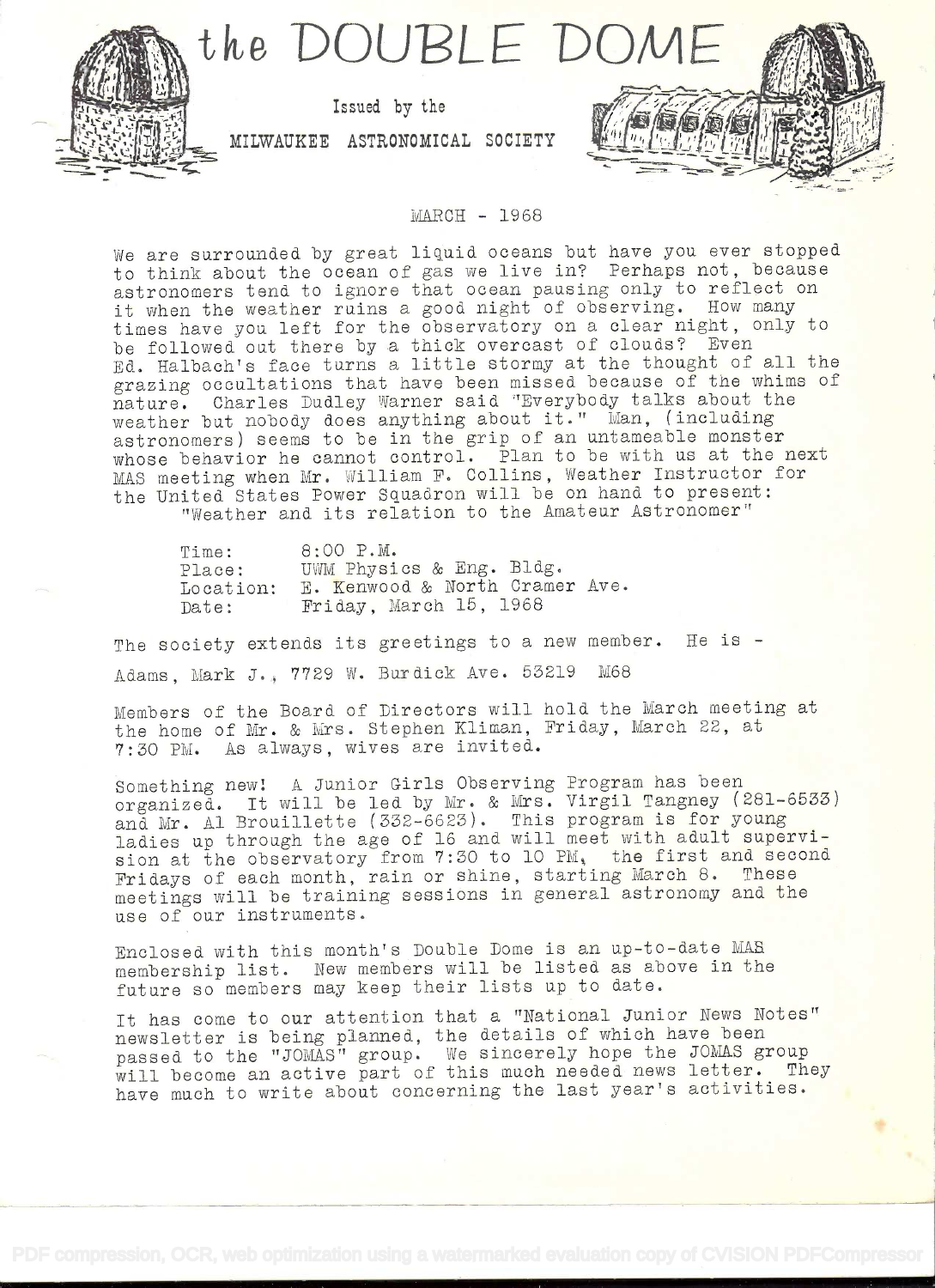# the DOUBLE DOME

Issued by the

MILWAUKEE ASTRONOMICAL SOCIETY

MARCH - 1968

We are surrounded by great liquid oceans but have you ever stopped to think about the ocean of gas we live in? Perhaps not, because astronomers tend to ignore that ocean pausing only to reflect on it when the weather ruins a good night of observing. How many times have you left for the observatory on a clear night, only to be followed out there by a thick overcast of clouds? Even Ed. Halbach's face turns a little stormy at the thought of all the grazing occultations that have been missed because of the whims of nature. Charles Dudley Warner said "Everybody talks about the weather but nobody does anything about it." Man, (including astronomers) seems to be in the grip of an untameable monster whose behavior he cannot control. Plan to be with us at the next MAS meeting when Mr. William F. Collins, Weather Instructor for the United States Power Squadron will be on hand to present:
"Weather and its relation to the Amateur Astronomer"

Time: 8:00 P.M.
Place: UWM Physics & Eng. Bldg.
Location: E. Kenwood & North Cramer Ave.
Date: Friday, March 15, 1968

The society extends its greetings to a new member. He is -

Adams, Mark J., 7729 W. Burdick Ave. 53219 M68

Members of the Board of Directors will hold the March meeting at the home of Mr. & Mrs. Stephen Kliman, Friday, March 22, at 7:30 PM. As always, wives are invited.

Something new! A Junior Girls Observing Program has been organized. It will be led by Mr. & Mrs. Virgil Tangney (281-6533) and Mr. Al Brouillette (332-6623). This program is for young ladies up through the age of 16 and will meet with adult supervision at the observatory from 7:30 to 10 PM, the first and second Fridays of each month, rain or shine, starting March 8. These meetings will be training sessions in general astronomy and the use of our instruments.

Enclosed with this month's Double Dome is an up-to-date MAS membership list. New members will be listed as above in the future so members may keep their lists up to date.

It has come to our attention that a "National Junior News Notes" newsletter is being planned, the details of which have been passed to the "JOMAS" group. We sincerely hope the JOMAS group will become an active part of this much needed news letter. They have much to write about concerning the last year's activities.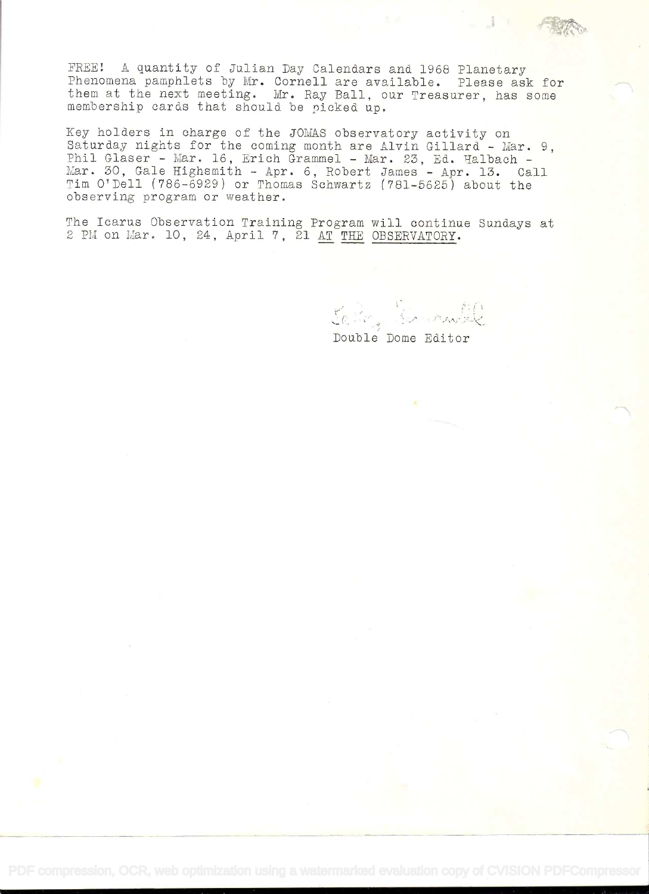FREE! A quantity of Julian Day Calendars and 1968 Planetary Phenomena pamphlets by Mr. Cornell are available. Please ask for them at the next meeting. Mr. Ray Ball, our Treasurer, has some membership cards that should be picked up.

Key holders in charge of the JOMAS observatory activity on Saturday nights for the coming month are Alvin Gillard - Mar. 9, Phil Glaser - Mar. 16, Erich Grammel - Mar. 23, Ed. Halbach - Mar. 30, Gale Highsmith - Apr. 6, Robert James - Apr. 13. Call Tim O'Dell (786-6929) or Thomas Schwartz (781-5625) about the observing program or weather.

The Icarus Observation Training Program will continue Sundays at 2 PM on Mar. 10, 24, April 7, 21 AT THE OBSERVATORY.

Double Dome Editor